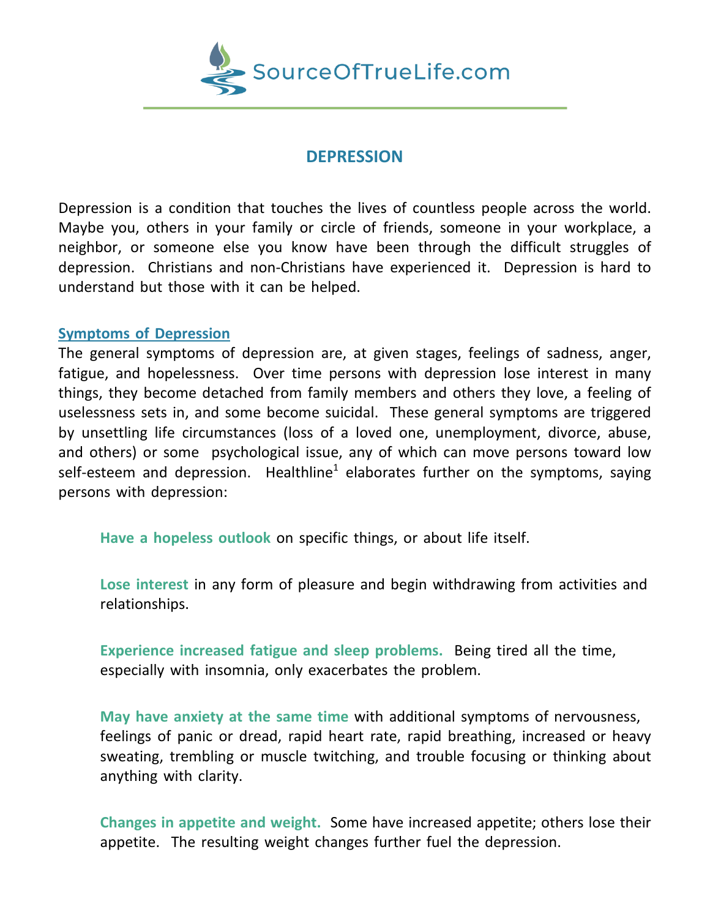SourceOfTrueLife.com

# DEPRESSION

Depression is a condition that touches the lives of countless people across the world. Maybe you, others in your family or circle of friends, someone in your workplace, a neighbor, or someone else you know have been through the difficult struggles of depression. Christians and non-Christians have experienced it. Depression is hard to understand but those with it can be helped.

## Symptoms of Depression

The general symptoms of depression are, at given stages, feelings of sadness, anger, fatigue, and hopelessness. Over time persons with depression lose interest in many things, they become detached from family members and others they love, a feeling of uselessness sets in, and some become suicidal. These general symptoms are triggered by unsettling life circumstances (loss of a loved one, unemployment, divorce, abuse, and others) or some psychological issue, any of which can move persons toward low self-esteem and depression. Healthline[1] elaborates further on the symptoms, saying persons with depression:

**Have a hopeless outlook** on specific things, or about life itself.

**Lose interest** in any form of pleasure and begin withdrawing from activities and relationships.

**Experience increased fatigue and sleep problems.** Being tired all the time, especially with insomnia, only exacerbates the problem.

**May have anxiety at the same time** with additional symptoms of nervousness, feelings of panic or dread, rapid heart rate, rapid breathing, increased or heavy sweating, trembling or muscle twitching, and trouble focusing or thinking about anything with clarity.

**Changes in appetite and weight.** Some have increased appetite; others lose their appetite. The resulting weight changes further fuel the depression.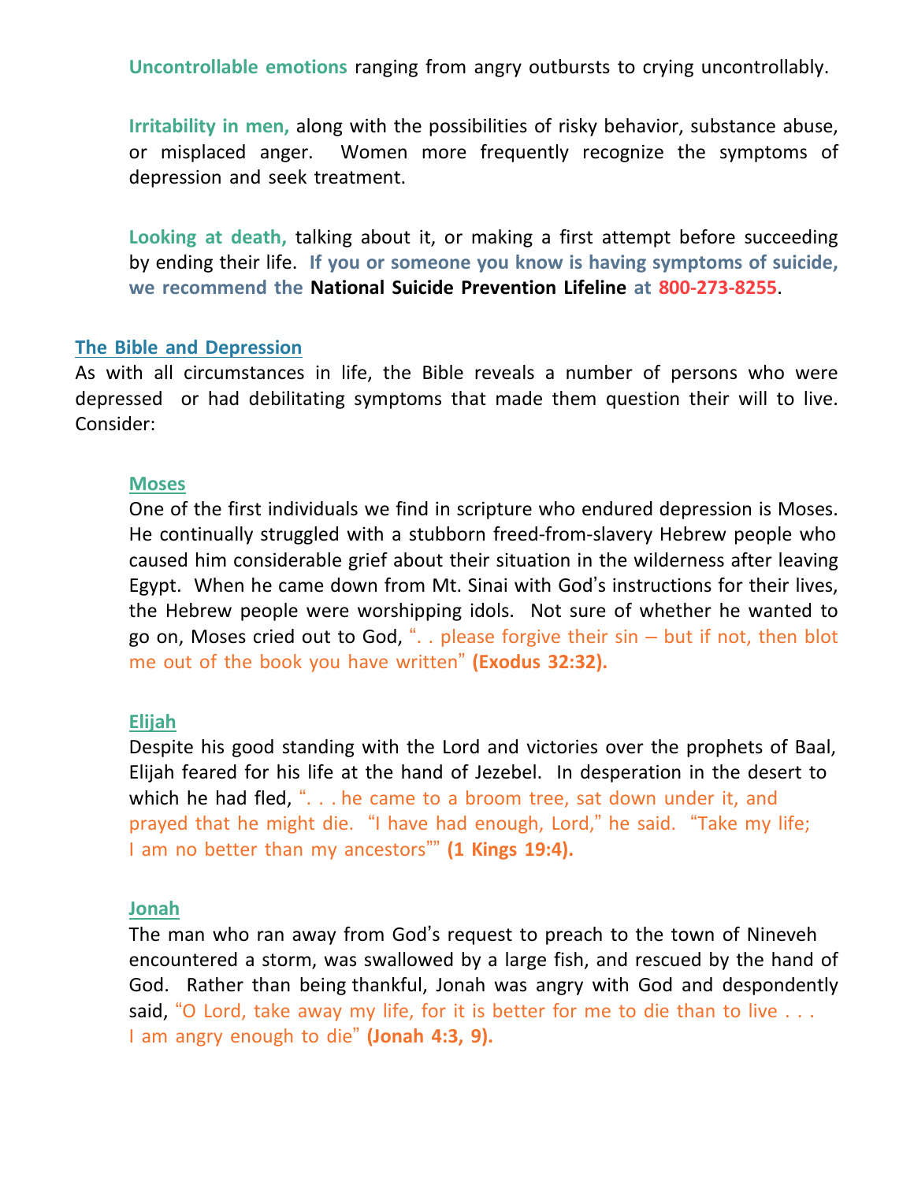**Uncontrollable emotions** ranging from angry outbursts to crying uncontrollably.

**Irritability in men,** along with the possibilities of risky behavior, substance abuse, or misplaced anger. Women more frequently recognize the symptoms of depression and seek treatment.

**Looking at death,** talking about it, or making a first attempt before succeeding by ending their life. **If you or someone you know is having symptoms of suicide, we recommend the National Suicide Prevention Lifeline at 800-273-8255**.

## The Bible and Depression

As with all circumstances in life, the Bible reveals a number of persons who were depressed or had debilitating symptoms that made them question their will to live. Consider:

### Moses

One of the first individuals we find in scripture who endured depression is Moses. He continually struggled with a stubborn freed-from-slavery Hebrew people who caused him considerable grief about their situation in the wilderness after leaving Egypt. When he came down from Mt. Sinai with God's instructions for their lives, the Hebrew people were worshipping idols. Not sure of whether he wanted to go on, Moses cried out to God, ". . please forgive their sin – but if not, then blot me out of the book you have written" **(Exodus 32:32).**

### Elijah

Despite his good standing with the Lord and victories over the prophets of Baal, Elijah feared for his life at the hand of Jezebel. In desperation in the desert to which he had fled, ". . . he came to a broom tree, sat down under it, and prayed that he might die. "I have had enough, Lord," he said. "Take my life; I am no better than my ancestors"" **(1 Kings 19:4).**

### Jonah

The man who ran away from God's request to preach to the town of Nineveh encountered a storm, was swallowed by a large fish, and rescued by the hand of God. Rather than being thankful, Jonah was angry with God and despondently said, "O Lord, take away my life, for it is better for me to die than to live . . . I am angry enough to die" **(Jonah 4:3, 9).**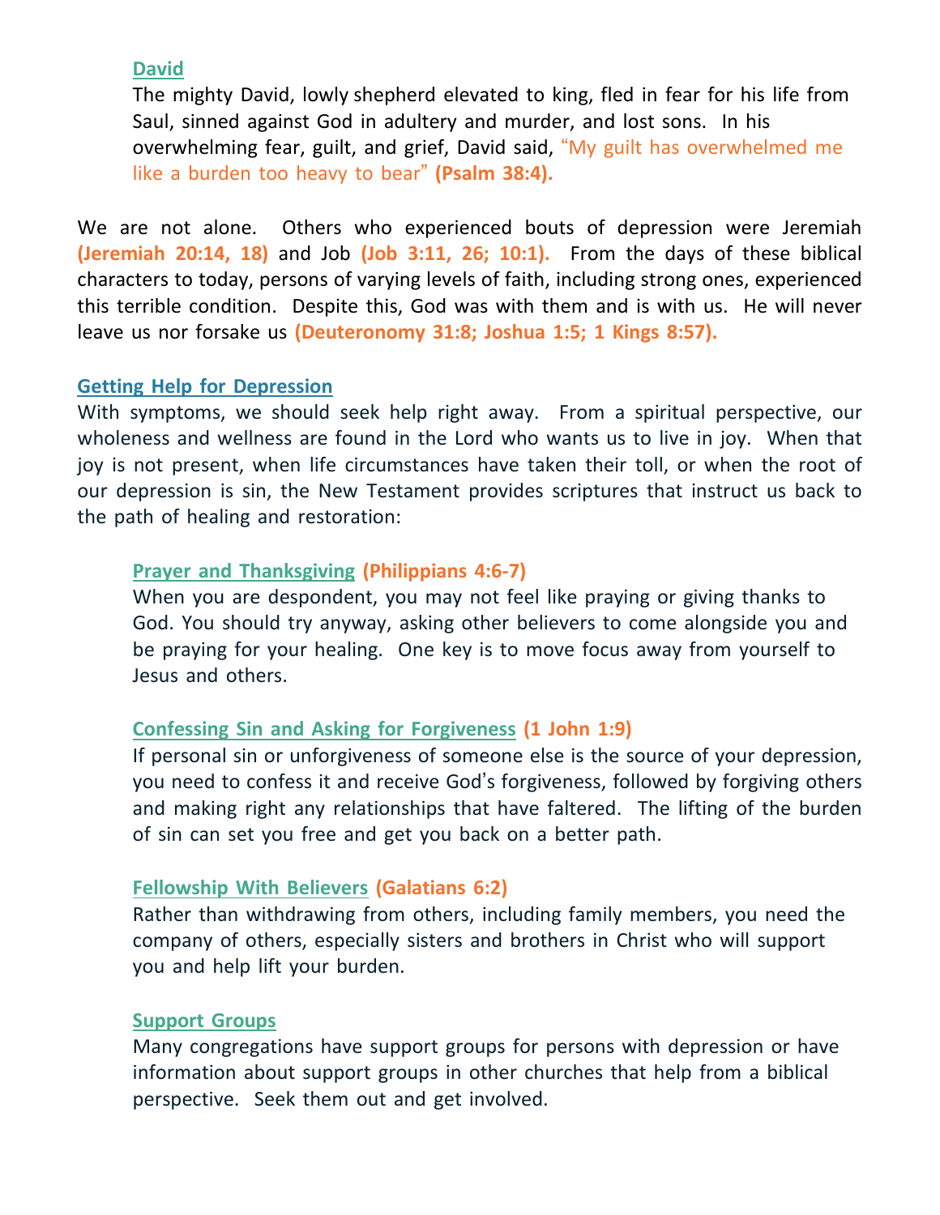### David

The mighty David, lowly shepherd elevated to king, fled in fear for his life from Saul, sinned against God in adultery and murder, and lost sons. In his overwhelming fear, guilt, and grief, David said, "My guilt has overwhelmed me like a burden too heavy to bear" **(Psalm 38:4).**

We are not alone. Others who experienced bouts of depression were Jeremiah **(Jeremiah 20:14, 18)** and Job **(Job 3:11, 26; 10:1).** From the days of these biblical characters to today, persons of varying levels of faith, including strong ones, experienced this terrible condition. Despite this, God was with them and is with us. He will never leave us nor forsake us **(Deuteronomy 31:8; Joshua 1:5; 1 Kings 8:57).**

## Getting Help for Depression

With symptoms, we should seek help right away. From a spiritual perspective, our wholeness and wellness are found in the Lord who wants us to live in joy. When that joy is not present, when life circumstances have taken their toll, or when the root of our depression is sin, the New Testament provides scriptures that instruct us back to the path of healing and restoration:

### Prayer and Thanksgiving **(Philippians 4:6-7)**

When you are despondent, you may not feel like praying or giving thanks to God. You should try anyway, asking other believers to come alongside you and be praying for your healing. One key is to move focus away from yourself to Jesus and others.

### Confessing Sin and Asking for Forgiveness **(1 John 1:9)**

If personal sin or unforgiveness of someone else is the source of your depression, you need to confess it and receive God's forgiveness, followed by forgiving others and making right any relationships that have faltered. The lifting of the burden of sin can set you free and get you back on a better path.

### Fellowship With Believers **(Galatians 6:2)**

Rather than withdrawing from others, including family members, you need the company of others, especially sisters and brothers in Christ who will support you and help lift your burden.

### Support Groups

Many congregations have support groups for persons with depression or have information about support groups in other churches that help from a biblical perspective. Seek them out and get involved.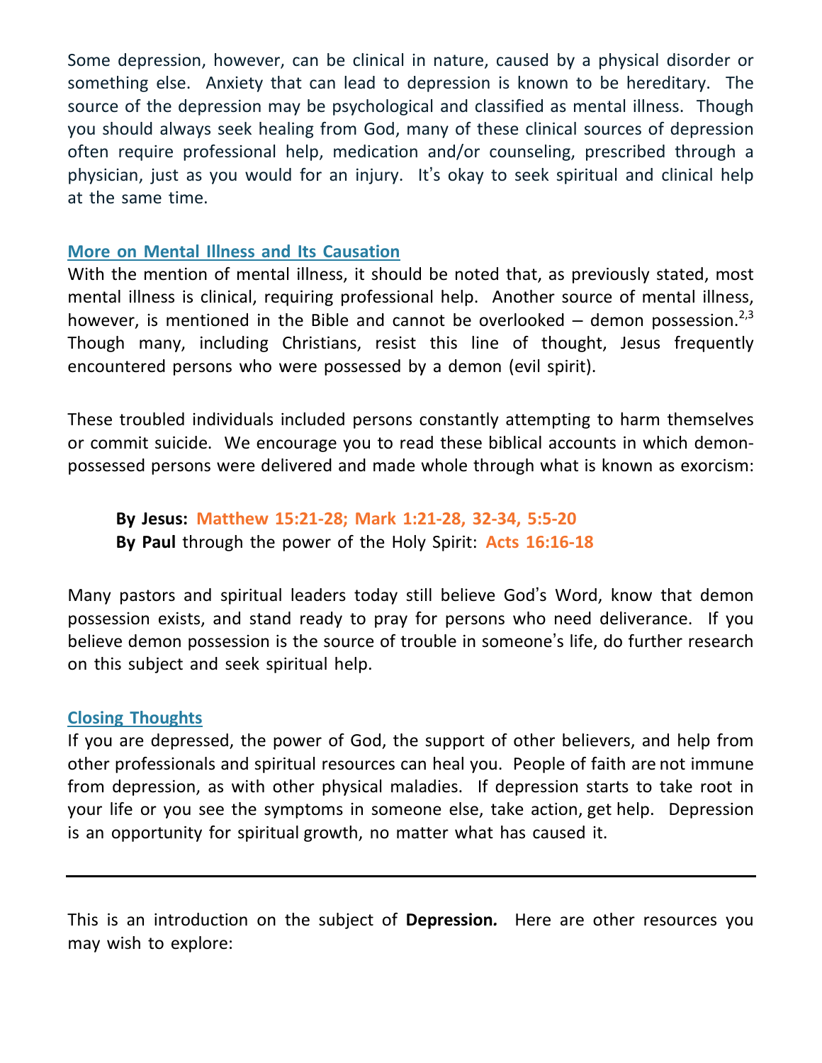Some depression, however, can be clinical in nature, caused by a physical disorder or something else. Anxiety that can lead to depression is known to be hereditary. The source of the depression may be psychological and classified as mental illness. Though you should always seek healing from God, many of these clinical sources of depression often require professional help, medication and/or counseling, prescribed through a physician, just as you would for an injury. It's okay to seek spiritual and clinical help at the same time.

## More on Mental Illness and Its Causation

With the mention of mental illness, it should be noted that, as previously stated, most mental illness is clinical, requiring professional help. Another source of mental illness, however, is mentioned in the Bible and cannot be overlooked – demon possession.[2,3] Though many, including Christians, resist this line of thought, Jesus frequently encountered persons who were possessed by a demon (evil spirit).

These troubled individuals included persons constantly attempting to harm themselves or commit suicide. We encourage you to read these biblical accounts in which demon-possessed persons were delivered and made whole through what is known as exorcism:

> **By Jesus:** **Matthew 15:21-28; Mark 1:21-28, 32-34, 5:5-20**
> **By Paul** through the power of the Holy Spirit: **Acts 16:16-18**

Many pastors and spiritual leaders today still believe God's Word, know that demon possession exists, and stand ready to pray for persons who need deliverance. If you believe demon possession is the source of trouble in someone's life, do further research on this subject and seek spiritual help.

## Closing Thoughts

If you are depressed, the power of God, the support of other believers, and help from other professionals and spiritual resources can heal you. People of faith are not immune from depression, as with other physical maladies. If depression starts to take root in your life or you see the symptoms in someone else, take action, get help. Depression is an opportunity for spiritual growth, no matter what has caused it.

---

This is an introduction on the subject of **Depression.** Here are other resources you may wish to explore: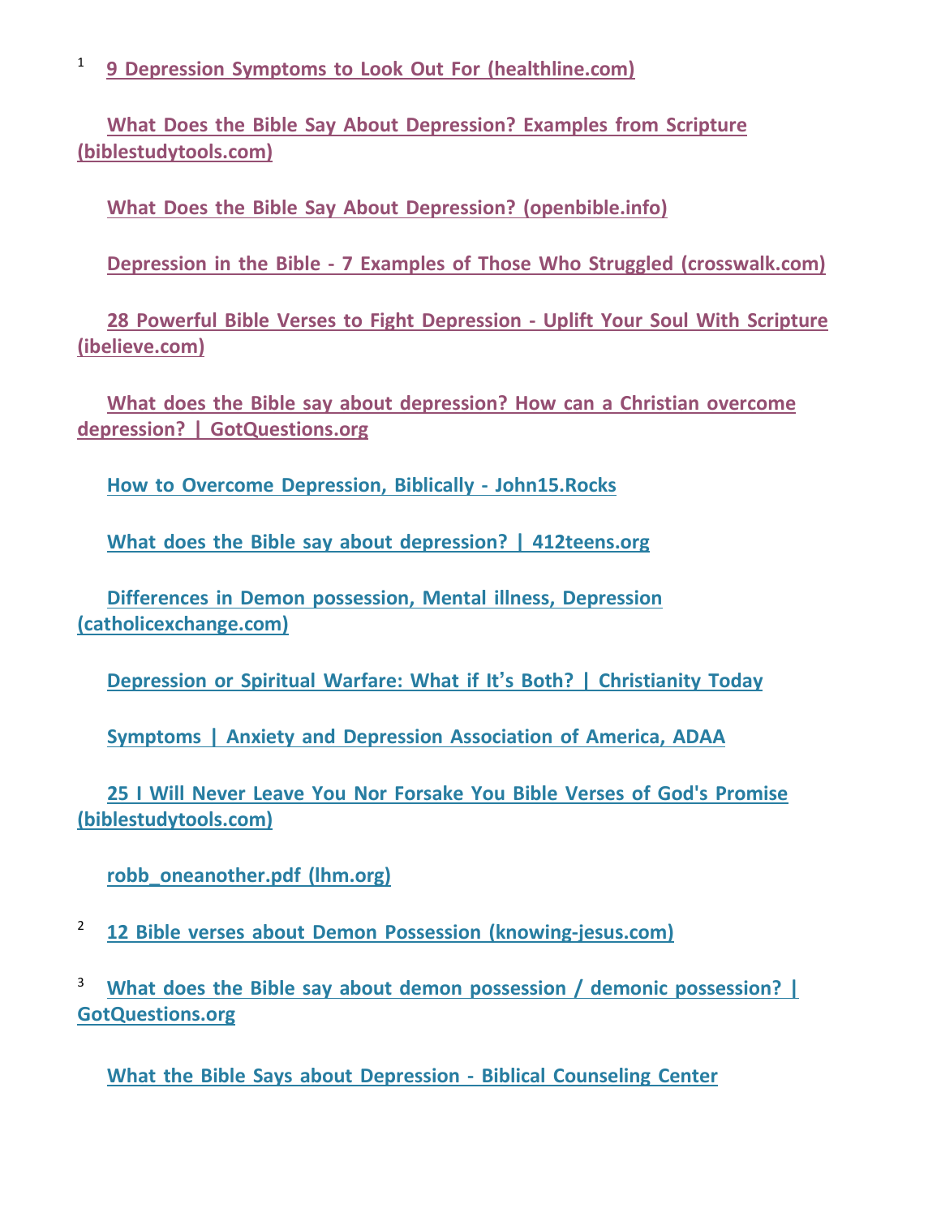[1] 9 Depression Symptoms to Look Out For (healthline.com)

What Does the Bible Say About Depression? Examples from Scripture (biblestudytools.com)

What Does the Bible Say About Depression? (openbible.info)

Depression in the Bible - 7 Examples of Those Who Struggled (crosswalk.com)

28 Powerful Bible Verses to Fight Depression - Uplift Your Soul With Scripture (ibelieve.com)

What does the Bible say about depression? How can a Christian overcome depression? | GotQuestions.org

How to Overcome Depression, Biblically - John15.Rocks

What does the Bible say about depression? | 412teens.org

Differences in Demon possession, Mental illness, Depression (catholicexchange.com)

Depression or Spiritual Warfare: What if It's Both? | Christianity Today

Symptoms | Anxiety and Depression Association of America, ADAA

25 I Will Never Leave You Nor Forsake You Bible Verses of God's Promise (biblestudytools.com)

robb_oneanother.pdf (lhm.org)

[2] 12 Bible verses about Demon Possession (knowing-jesus.com)

[3] What does the Bible say about demon possession / demonic possession? | GotQuestions.org

What the Bible Says about Depression - Biblical Counseling Center